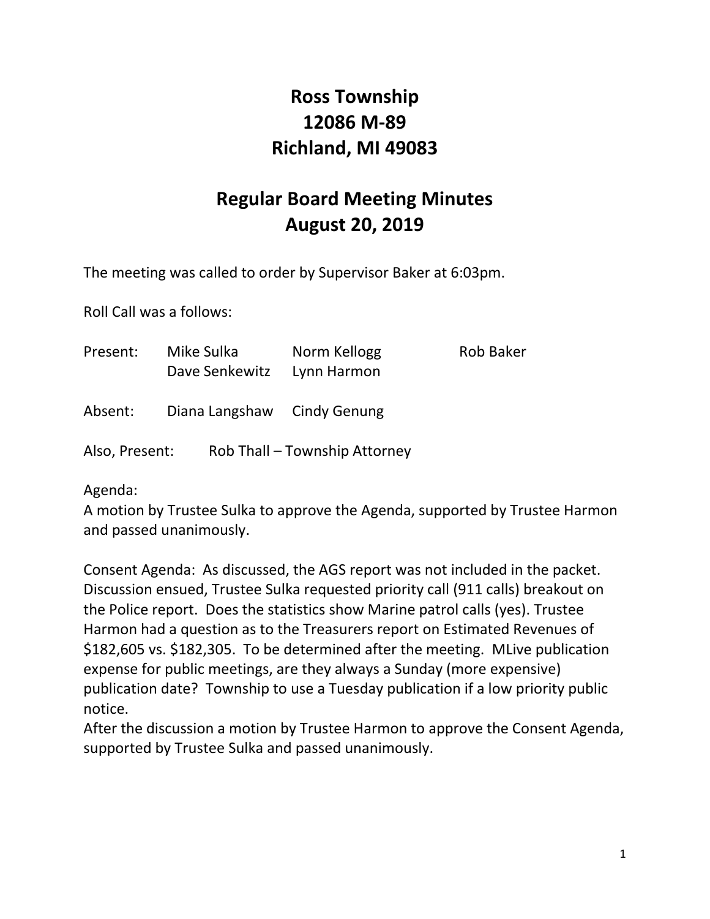# Ross Township
# 12086 M-89
# Richland, MI 49083

## Regular Board Meeting Minutes
## August 20, 2019

The meeting was called to order by Supervisor Baker at 6:03pm.

Roll Call was a follows:

| | | | |
|---|---|---|---|
| Present: | Mike Sulka | Norm Kellogg | Rob Baker |
| | Dave Senkewitz | Lynn Harmon | |
| Absent: | Diana Langshaw | Cindy Genung | |

Also, Present: Rob Thall – Township Attorney

Agenda:
A motion by Trustee Sulka to approve the Agenda, supported by Trustee Harmon and passed unanimously.

Consent Agenda: As discussed, the AGS report was not included in the packet. Discussion ensued, Trustee Sulka requested priority call (911 calls) breakout on the Police report. Does the statistics show Marine patrol calls (yes). Trustee Harmon had a question as to the Treasurers report on Estimated Revenues of $182,605 vs. $182,305. To be determined after the meeting. MLive publication expense for public meetings, are they always a Sunday (more expensive) publication date? Township to use a Tuesday publication if a low priority public notice.
After the discussion a motion by Trustee Harmon to approve the Consent Agenda, supported by Trustee Sulka and passed unanimously.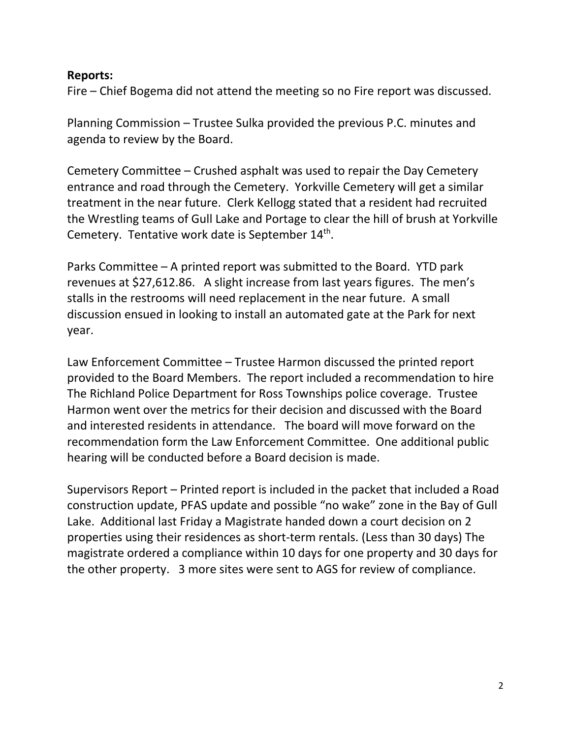**Reports:**

Fire – Chief Bogema did not attend the meeting so no Fire report was discussed.

Planning Commission – Trustee Sulka provided the previous P.C. minutes and agenda to review by the Board.

Cemetery Committee – Crushed asphalt was used to repair the Day Cemetery entrance and road through the Cemetery. Yorkville Cemetery will get a similar treatment in the near future. Clerk Kellogg stated that a resident had recruited the Wrestling teams of Gull Lake and Portage to clear the hill of brush at Yorkville Cemetery. Tentative work date is September 14th.

Parks Committee – A printed report was submitted to the Board. YTD park revenues at $27,612.86. A slight increase from last years figures. The men's stalls in the restrooms will need replacement in the near future. A small discussion ensued in looking to install an automated gate at the Park for next year.

Law Enforcement Committee – Trustee Harmon discussed the printed report provided to the Board Members. The report included a recommendation to hire The Richland Police Department for Ross Townships police coverage. Trustee Harmon went over the metrics for their decision and discussed with the Board and interested residents in attendance. The board will move forward on the recommendation form the Law Enforcement Committee. One additional public hearing will be conducted before a Board decision is made.

Supervisors Report – Printed report is included in the packet that included a Road construction update, PFAS update and possible "no wake" zone in the Bay of Gull Lake. Additional last Friday a Magistrate handed down a court decision on 2 properties using their residences as short-term rentals. (Less than 30 days) The magistrate ordered a compliance within 10 days for one property and 30 days for the other property. 3 more sites were sent to AGS for review of compliance.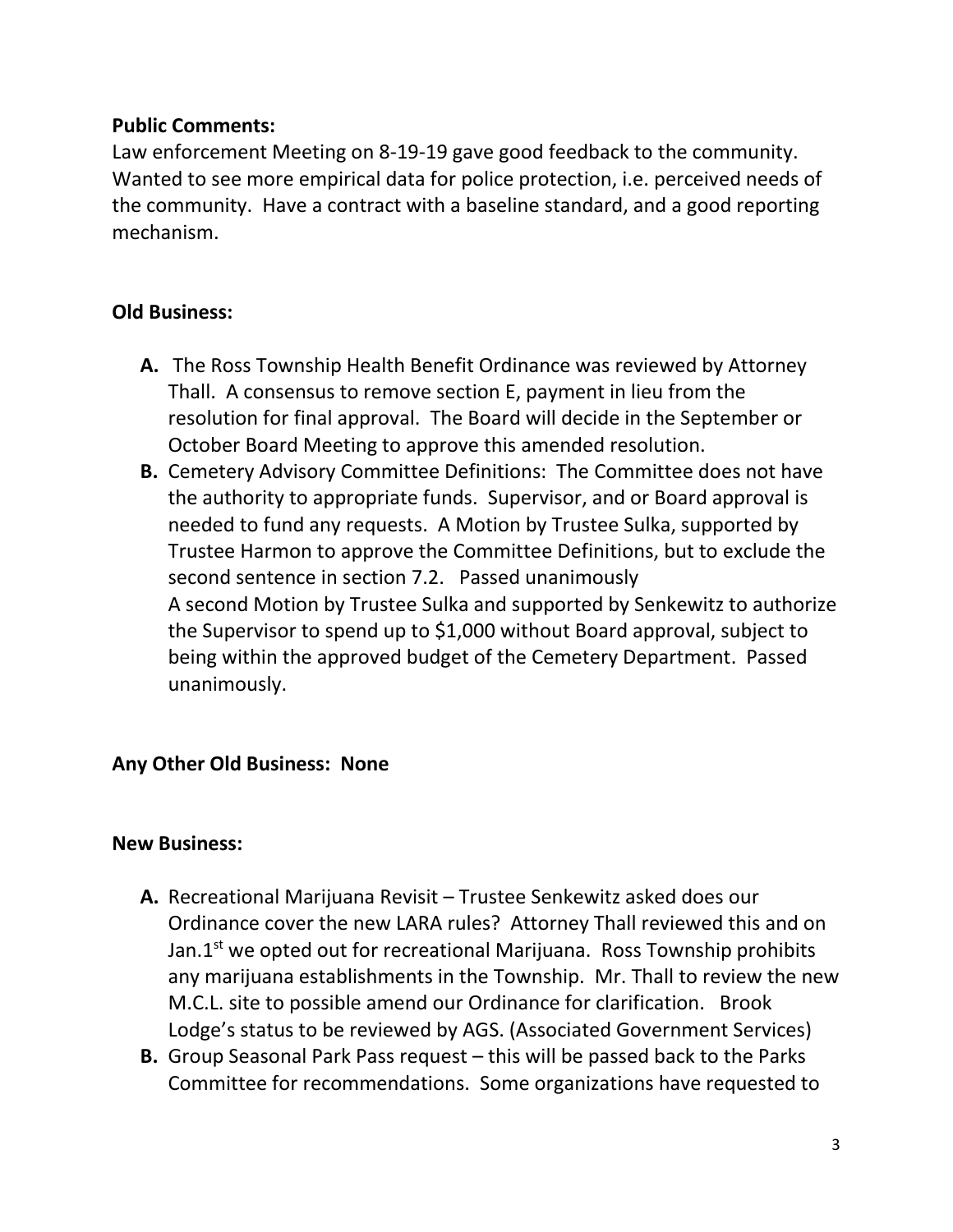**Public Comments:**

Law enforcement Meeting on 8-19-19 gave good feedback to the community. Wanted to see more empirical data for police protection, i.e. perceived needs of the community. Have a contract with a baseline standard, and a good reporting mechanism.

**Old Business:**

**A.** The Ross Township Health Benefit Ordinance was reviewed by Attorney Thall. A consensus to remove section E, payment in lieu from the resolution for final approval. The Board will decide in the September or October Board Meeting to approve this amended resolution.

**B.** Cemetery Advisory Committee Definitions: The Committee does not have the authority to appropriate funds. Supervisor, and or Board approval is needed to fund any requests. A Motion by Trustee Sulka, supported by Trustee Harmon to approve the Committee Definitions, but to exclude the second sentence in section 7.2. Passed unanimously
A second Motion by Trustee Sulka and supported by Senkewitz to authorize the Supervisor to spend up to $1,000 without Board approval, subject to being within the approved budget of the Cemetery Department. Passed unanimously.

**Any Other Old Business: None**

**New Business:**

**A.** Recreational Marijuana Revisit – Trustee Senkewitz asked does our Ordinance cover the new LARA rules? Attorney Thall reviewed this and on Jan.1st we opted out for recreational Marijuana. Ross Township prohibits any marijuana establishments in the Township. Mr. Thall to review the new M.C.L. site to possible amend our Ordinance for clarification. Brook Lodge's status to be reviewed by AGS. (Associated Government Services)

**B.** Group Seasonal Park Pass request – this will be passed back to the Parks Committee for recommendations. Some organizations have requested to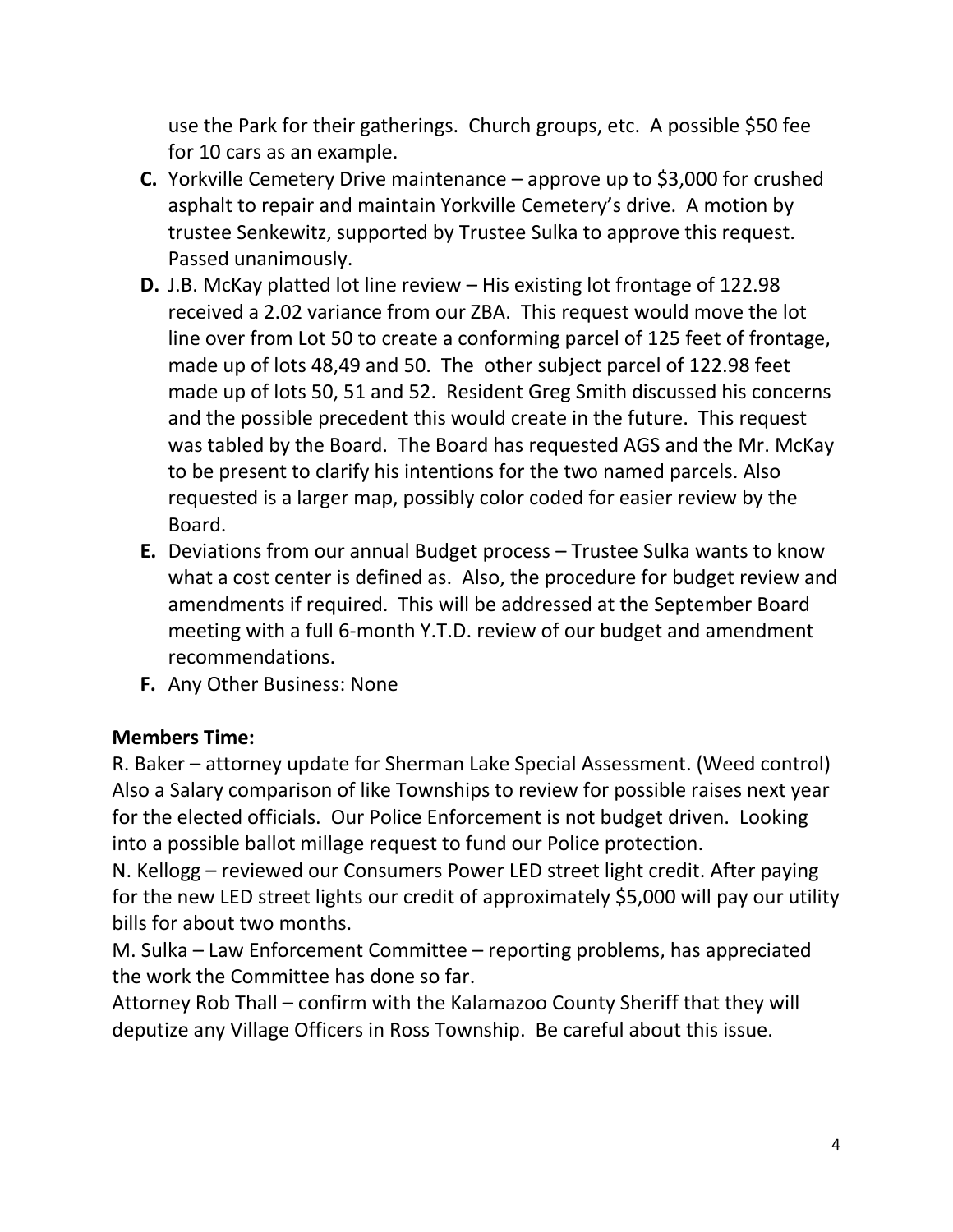use the Park for their gatherings. Church groups, etc. A possible $50 fee for 10 cars as an example.

**C.** Yorkville Cemetery Drive maintenance – approve up to $3,000 for crushed asphalt to repair and maintain Yorkville Cemetery's drive. A motion by trustee Senkewitz, supported by Trustee Sulka to approve this request. Passed unanimously.

**D.** J.B. McKay platted lot line review – His existing lot frontage of 122.98 received a 2.02 variance from our ZBA. This request would move the lot line over from Lot 50 to create a conforming parcel of 125 feet of frontage, made up of lots 48,49 and 50. The other subject parcel of 122.98 feet made up of lots 50, 51 and 52. Resident Greg Smith discussed his concerns and the possible precedent this would create in the future. This request was tabled by the Board. The Board has requested AGS and the Mr. McKay to be present to clarify his intentions for the two named parcels. Also requested is a larger map, possibly color coded for easier review by the Board.

**E.** Deviations from our annual Budget process – Trustee Sulka wants to know what a cost center is defined as. Also, the procedure for budget review and amendments if required. This will be addressed at the September Board meeting with a full 6-month Y.T.D. review of our budget and amendment recommendations.

**F.** Any Other Business: None

**Members Time:**

R. Baker – attorney update for Sherman Lake Special Assessment. (Weed control) Also a Salary comparison of like Townships to review for possible raises next year for the elected officials. Our Police Enforcement is not budget driven. Looking into a possible ballot millage request to fund our Police protection.

N. Kellogg – reviewed our Consumers Power LED street light credit. After paying for the new LED street lights our credit of approximately $5,000 will pay our utility bills for about two months.

M. Sulka – Law Enforcement Committee – reporting problems, has appreciated the work the Committee has done so far.

Attorney Rob Thall – confirm with the Kalamazoo County Sheriff that they will deputize any Village Officers in Ross Township. Be careful about this issue.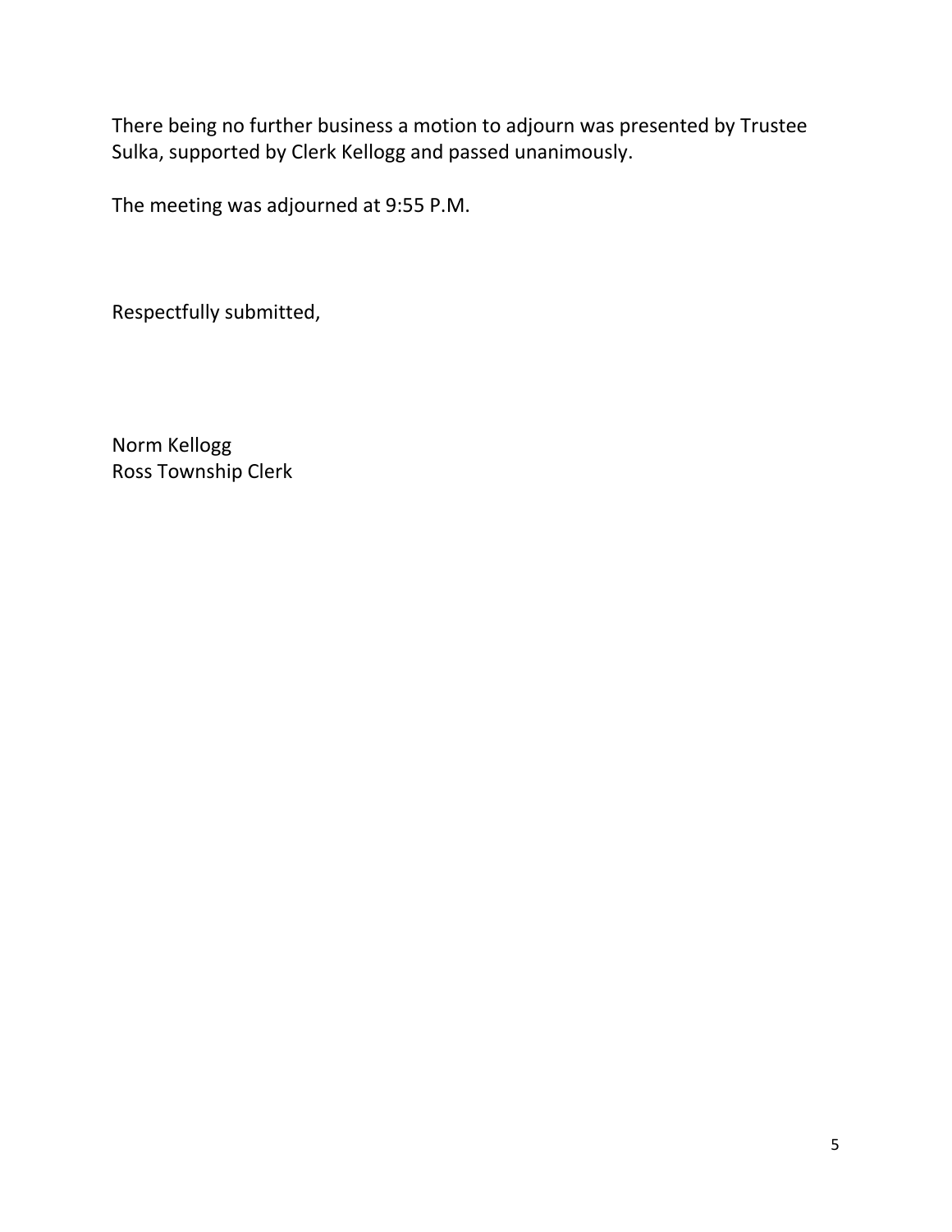There being no further business a motion to adjourn was presented by Trustee Sulka, supported by Clerk Kellogg and passed unanimously.

The meeting was adjourned at 9:55 P.M.

Respectfully submitted,

Norm Kellogg
Ross Township Clerk